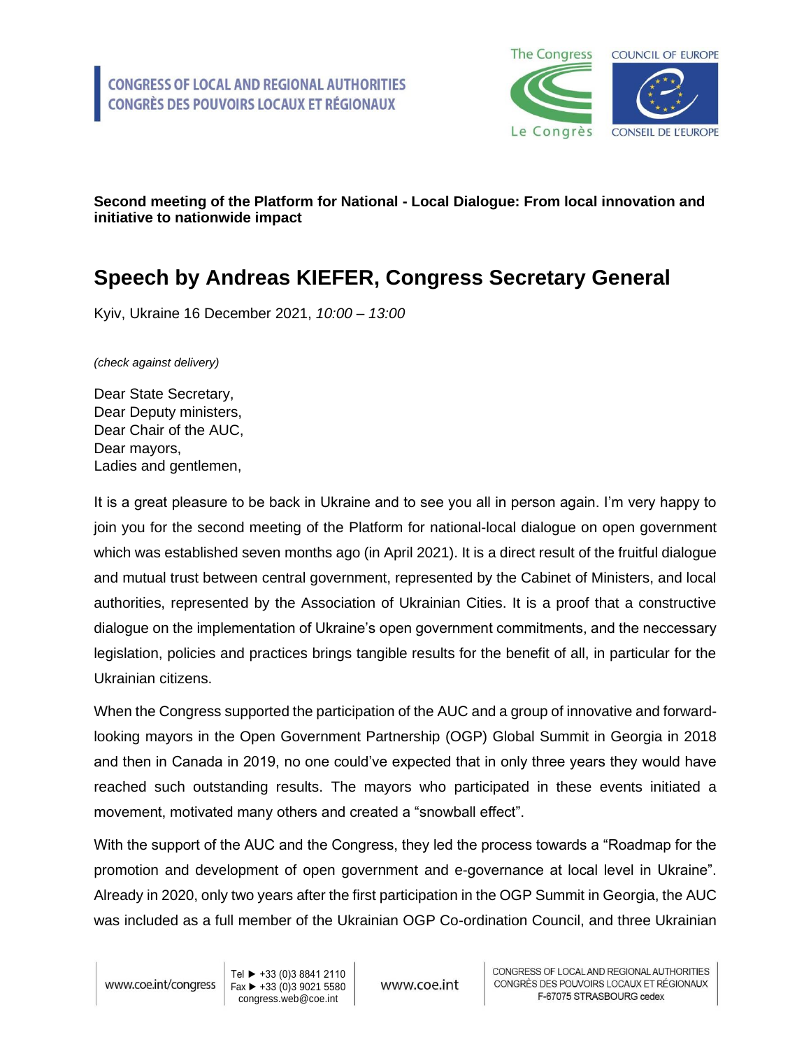**Second meeting of the Platform for National - Local Dialogue: From local innovation and initiative to nationwide impact**

# Speech by Andreas KIEFER, Congress Secretary General

Kyiv, Ukraine 16 December 2021, *10:00 – 13:00*

*(check against delivery)*

Dear State Secretary,
Dear Deputy ministers,
Dear Chair of the AUC,
Dear mayors,
Ladies and gentlemen,

It is a great pleasure to be back in Ukraine and to see you all in person again. I'm very happy to join you for the second meeting of the Platform for national-local dialogue on open government which was established seven months ago (in April 2021). It is a direct result of the fruitful dialogue and mutual trust between central government, represented by the Cabinet of Ministers, and local authorities, represented by the Association of Ukrainian Cities. It is a proof that a constructive dialogue on the implementation of Ukraine's open government commitments, and the neccessary legislation, policies and practices brings tangible results for the benefit of all, in particular for the Ukrainian citizens.

When the Congress supported the participation of the AUC and a group of innovative and forward-looking mayors in the Open Government Partnership (OGP) Global Summit in Georgia in 2018 and then in Canada in 2019, no one could've expected that in only three years they would have reached such outstanding results. The mayors who participated in these events initiated a movement, motivated many others and created a "snowball effect".

With the support of the AUC and the Congress, they led the process towards a "Roadmap for the promotion and development of open government and e-governance at local level in Ukraine". Already in 2020, only two years after the first participation in the OGP Summit in Georgia, the AUC was included as a full member of the Ukrainian OGP Co-ordination Council, and three Ukrainian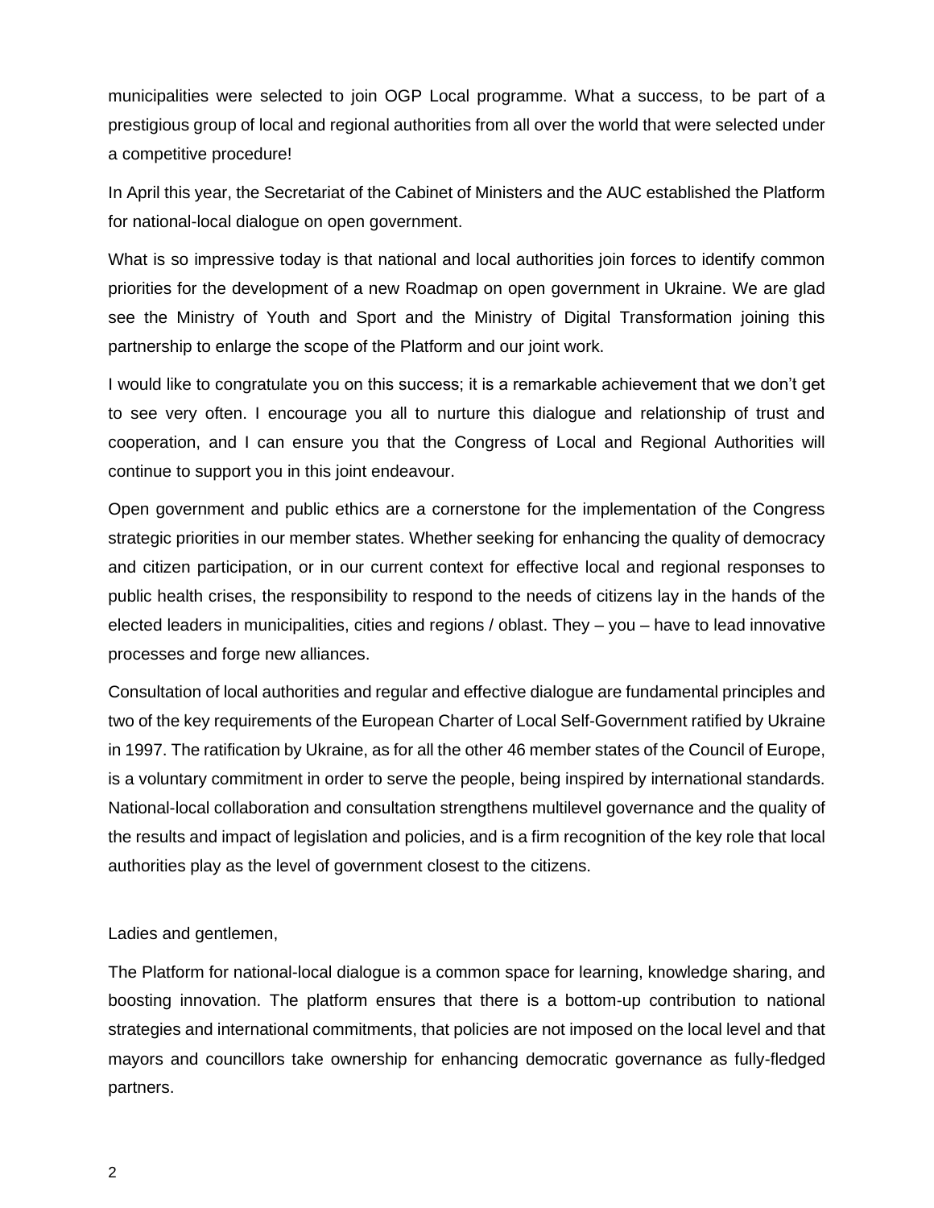municipalities were selected to join OGP Local programme. What a success, to be part of a prestigious group of local and regional authorities from all over the world that were selected under a competitive procedure!

In April this year, the Secretariat of the Cabinet of Ministers and the AUC established the Platform for national-local dialogue on open government.

What is so impressive today is that national and local authorities join forces to identify common priorities for the development of a new Roadmap on open government in Ukraine. We are glad see the Ministry of Youth and Sport and the Ministry of Digital Transformation joining this partnership to enlarge the scope of the Platform and our joint work.

I would like to congratulate you on this success; it is a remarkable achievement that we don't get to see very often. I encourage you all to nurture this dialogue and relationship of trust and cooperation, and I can ensure you that the Congress of Local and Regional Authorities will continue to support you in this joint endeavour.

Open government and public ethics are a cornerstone for the implementation of the Congress strategic priorities in our member states. Whether seeking for enhancing the quality of democracy and citizen participation, or in our current context for effective local and regional responses to public health crises, the responsibility to respond to the needs of citizens lay in the hands of the elected leaders in municipalities, cities and regions / oblast. They – you – have to lead innovative processes and forge new alliances.

Consultation of local authorities and regular and effective dialogue are fundamental principles and two of the key requirements of the European Charter of Local Self-Government ratified by Ukraine in 1997. The ratification by Ukraine, as for all the other 46 member states of the Council of Europe, is a voluntary commitment in order to serve the people, being inspired by international standards. National-local collaboration and consultation strengthens multilevel governance and the quality of the results and impact of legislation and policies, and is a firm recognition of the key role that local authorities play as the level of government closest to the citizens.

Ladies and gentlemen,

The Platform for national-local dialogue is a common space for learning, knowledge sharing, and boosting innovation. The platform ensures that there is a bottom-up contribution to national strategies and international commitments, that policies are not imposed on the local level and that mayors and councillors take ownership for enhancing democratic governance as fully-fledged partners.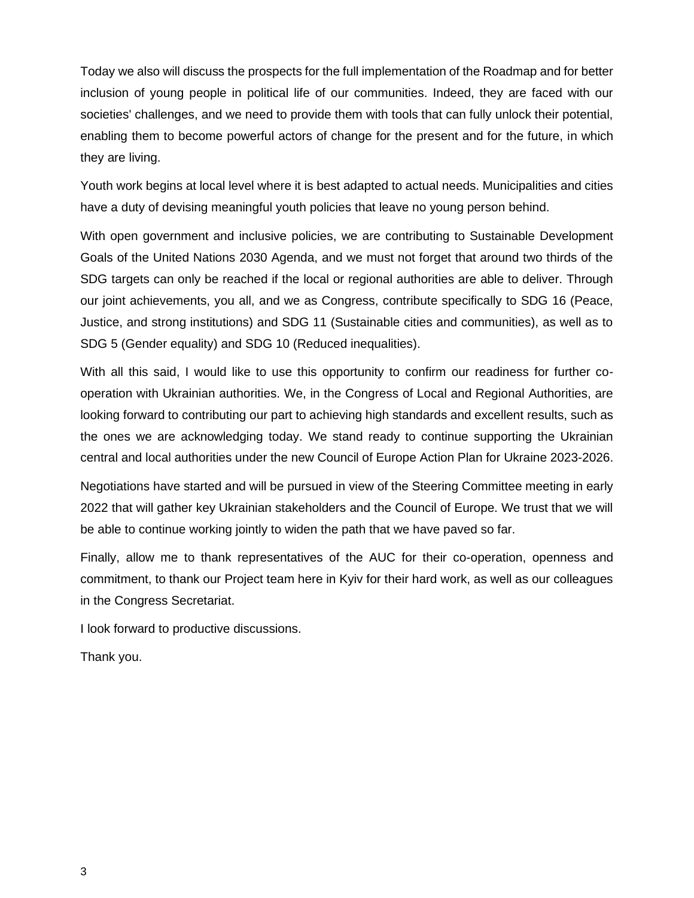Today we also will discuss the prospects for the full implementation of the Roadmap and for better inclusion of young people in political life of our communities. Indeed, they are faced with our societies' challenges, and we need to provide them with tools that can fully unlock their potential, enabling them to become powerful actors of change for the present and for the future, in which they are living.

Youth work begins at local level where it is best adapted to actual needs. Municipalities and cities have a duty of devising meaningful youth policies that leave no young person behind.

With open government and inclusive policies, we are contributing to Sustainable Development Goals of the United Nations 2030 Agenda, and we must not forget that around two thirds of the SDG targets can only be reached if the local or regional authorities are able to deliver. Through our joint achievements, you all, and we as Congress, contribute specifically to SDG 16 (Peace, Justice, and strong institutions) and SDG 11 (Sustainable cities and communities), as well as to SDG 5 (Gender equality) and SDG 10 (Reduced inequalities).

With all this said, I would like to use this opportunity to confirm our readiness for further co-operation with Ukrainian authorities. We, in the Congress of Local and Regional Authorities, are looking forward to contributing our part to achieving high standards and excellent results, such as the ones we are acknowledging today. We stand ready to continue supporting the Ukrainian central and local authorities under the new Council of Europe Action Plan for Ukraine 2023-2026.

Negotiations have started and will be pursued in view of the Steering Committee meeting in early 2022 that will gather key Ukrainian stakeholders and the Council of Europe. We trust that we will be able to continue working jointly to widen the path that we have paved so far.

Finally, allow me to thank representatives of the AUC for their co-operation, openness and commitment, to thank our Project team here in Kyiv for their hard work, as well as our colleagues in the Congress Secretariat.

I look forward to productive discussions.

Thank you.